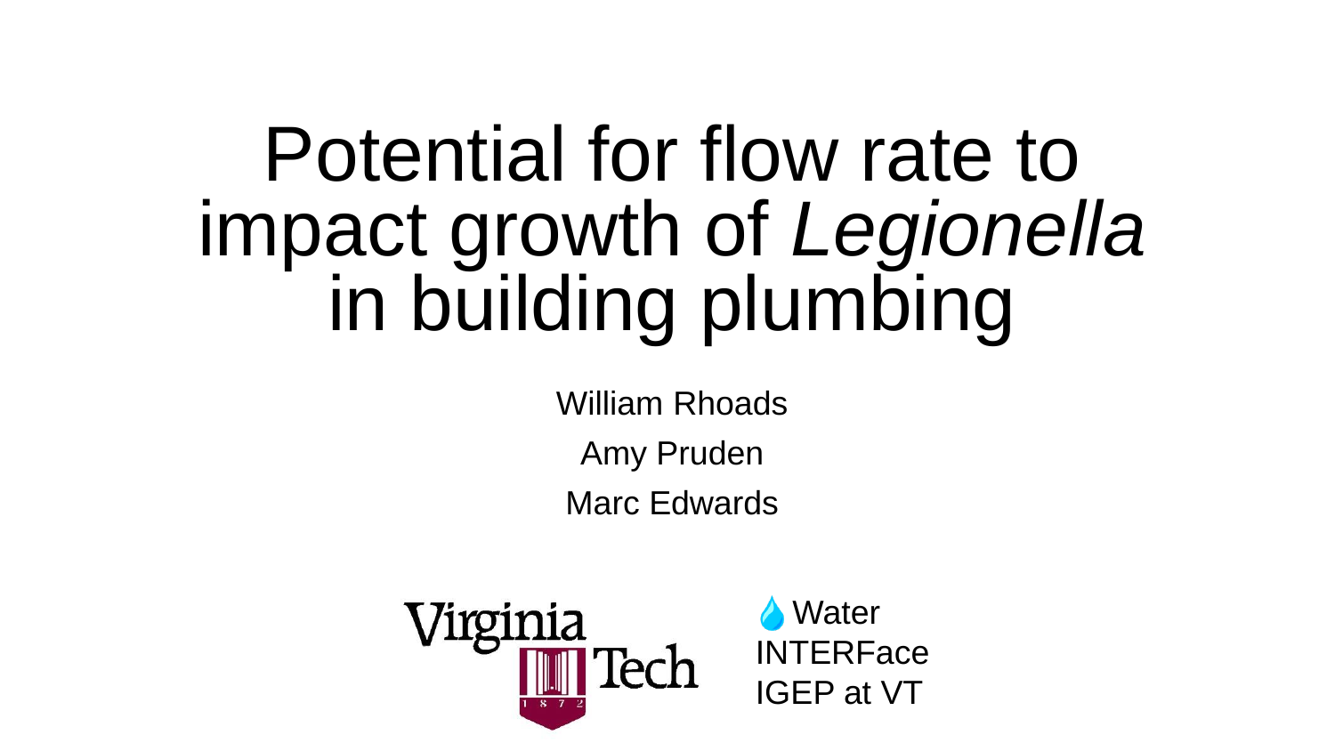# Potential for flow rate to impact growth of *Legionella* in building plumbing

William Rhoads

Amy Pruden

Marc Edwards

Virginia Tech

Water INTERFace IGEP at VT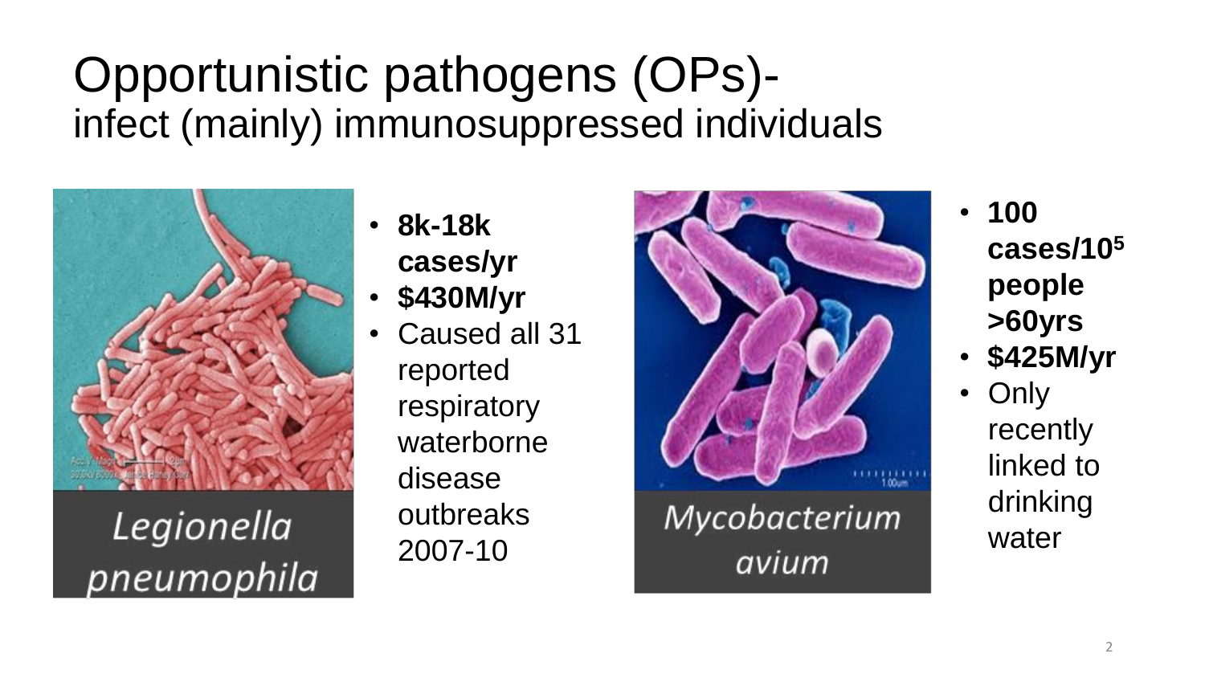# Opportunistic pathogens (OPs)-
## infect (mainly) immunosuppressed individuals

*Legionella pneumophila*

- **8k-18k cases/yr**
- **$430M/yr**
- Caused all 31 reported respiratory waterborne disease outbreaks 2007-10

*Mycobacterium avium*

- **100 cases/$10^5$ people >60yrs**
- **$425M/yr**
- Only recently linked to drinking water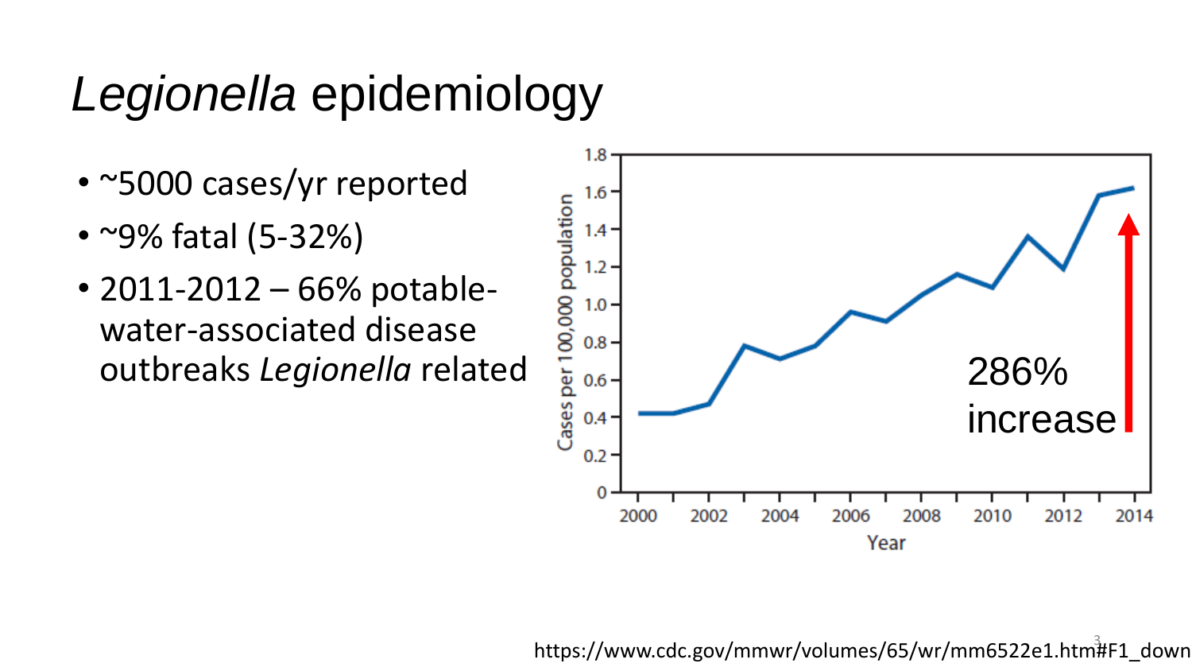# *Legionella* epidemiology

- ~5000 cases/yr reported
- ~9% fatal (5-32%)
- 2011-2012 – 66% potable-water-associated disease outbreaks *Legionella* related

286% increase

https://www.cdc.gov/mmwr/volumes/65/wr/mm6522e1.htm#F1_down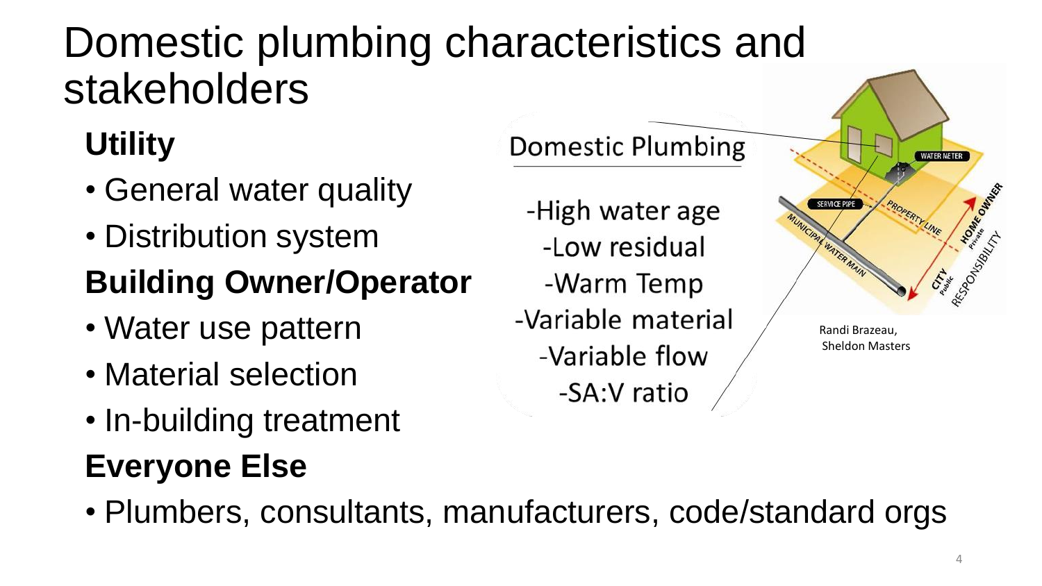# Domestic plumbing characteristics and stakeholders

**Utility**

- General water quality
- Distribution system

**Building Owner/Operator**

- Water use pattern
- Material selection
- In-building treatment

**Everyone Else**

- Plumbers, consultants, manufacturers, code/standard orgs

Domestic Plumbing

-High water age
-Low residual
-Warm Temp
-Variable material
-Variable flow
-SA:V ratio

Randi Brazeau, Sheldon Masters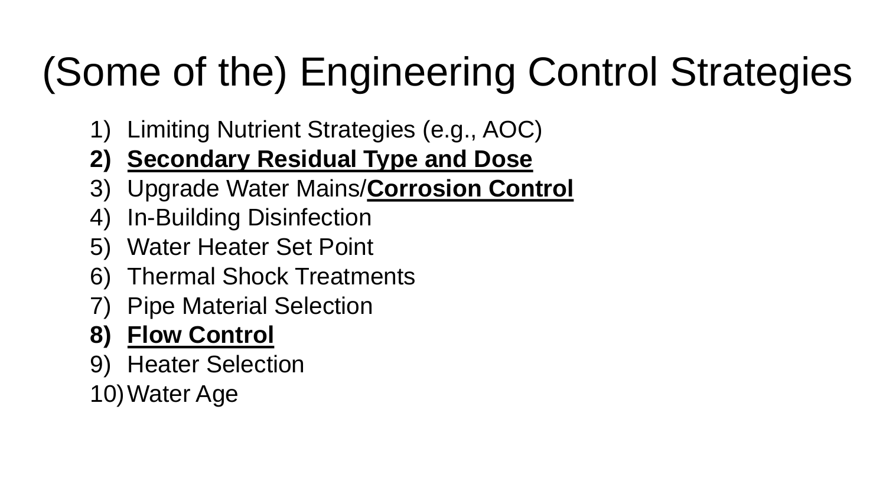# (Some of the) Engineering Control Strategies

1) Limiting Nutrient Strategies (e.g., AOC)
2) **<u>Secondary Residual Type and Dose</u>**
3) Upgrade Water Mains/**<u>Corrosion Control</u>**
4) In-Building Disinfection
5) Water Heater Set Point
6) Thermal Shock Treatments
7) Pipe Material Selection
8) **<u>Flow Control</u>**
9) Heater Selection
10) Water Age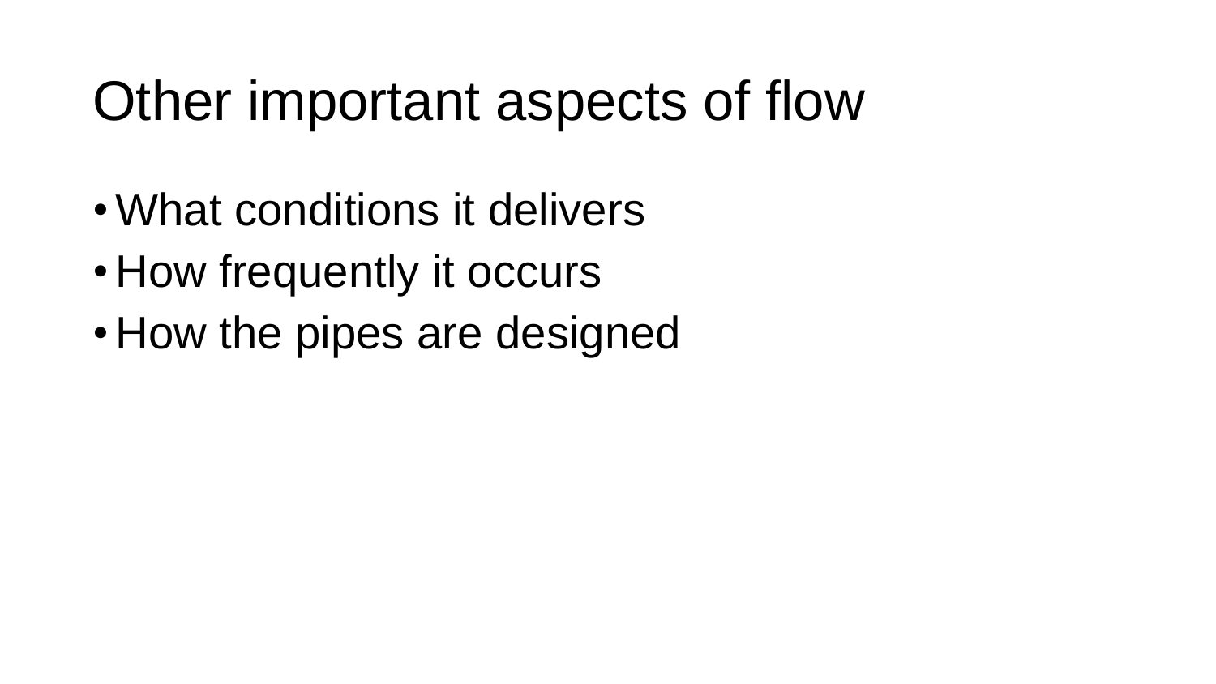# Other important aspects of flow

- What conditions it delivers
- How frequently it occurs
- How the pipes are designed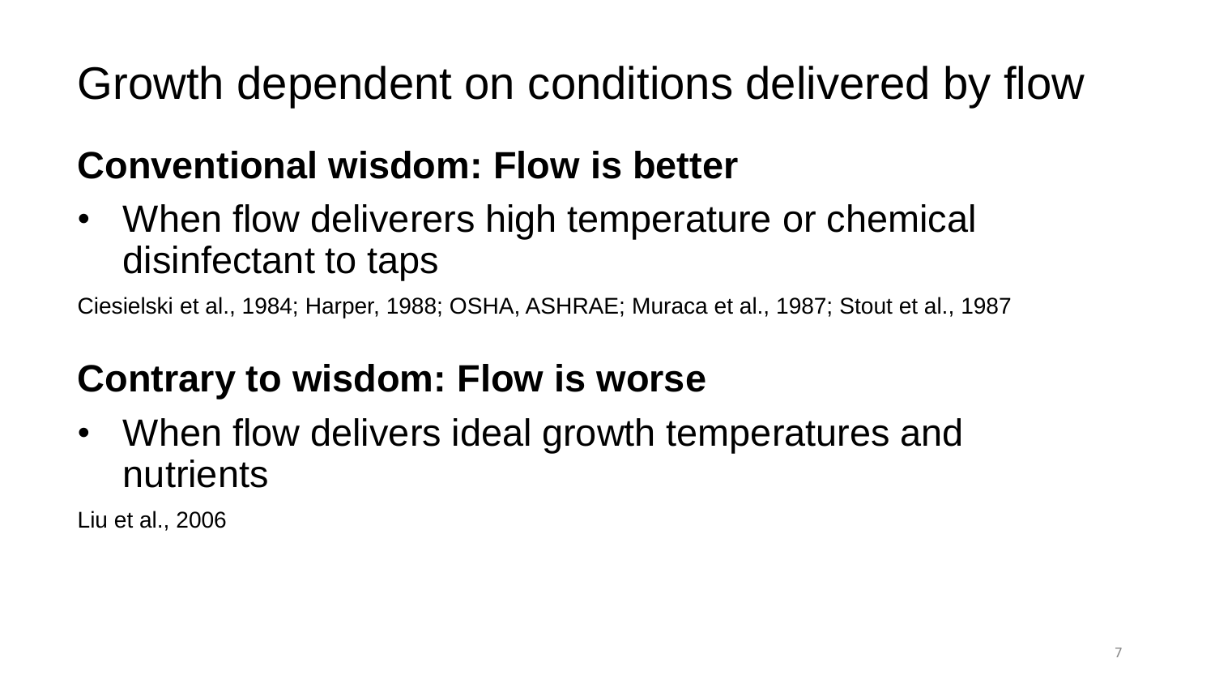# Growth dependent on conditions delivered by flow

**Conventional wisdom: Flow is better**

- When flow deliverers high temperature or chemical disinfectant to taps

Ciesielski et al., 1984; Harper, 1988; OSHA, ASHRAE; Muraca et al., 1987; Stout et al., 1987

**Contrary to wisdom: Flow is worse**

- When flow delivers ideal growth temperatures and nutrients

Liu et al., 2006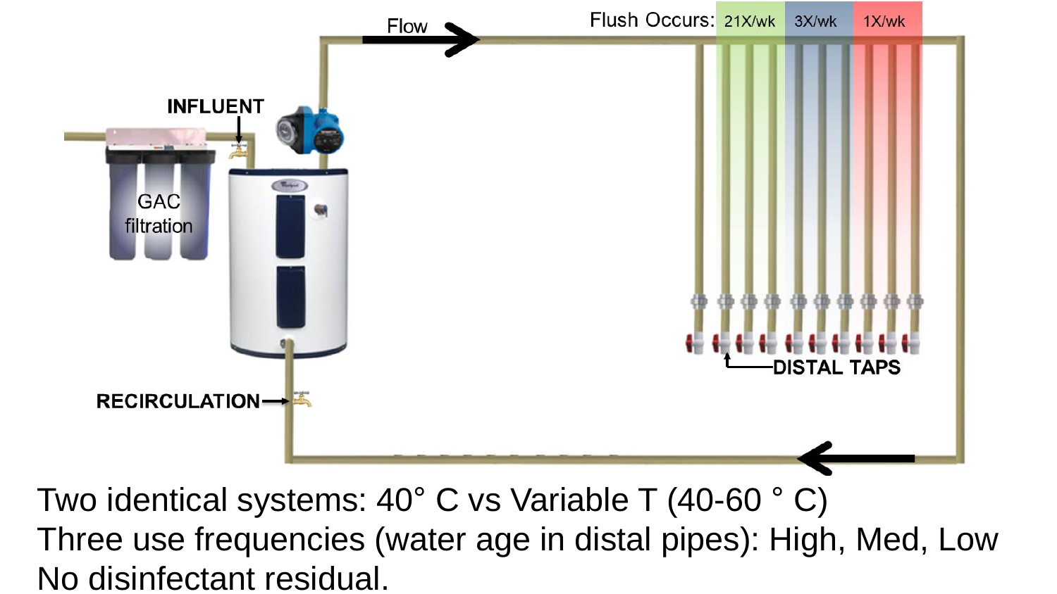Flow

Flush Occurs: 21X/wk 3X/wk 1X/wk

INFLUENT

GAC filtration

RECIRCULATION

DISTAL TAPS

Two identical systems: 40° C vs Variable T (40-60 ° C)
Three use frequencies (water age in distal pipes): High, Med, Low
No disinfectant residual.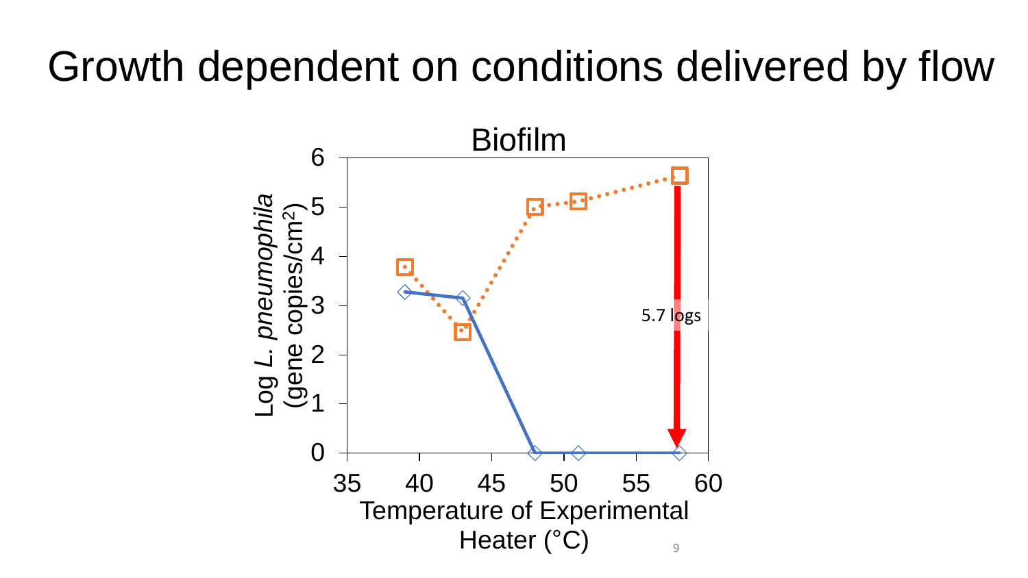# Growth dependent on conditions delivered by flow

Biofilm

Log *L. pneumophila* (gene copies/$cm^2$)

Temperature of Experimental Heater (°C)

5.7 logs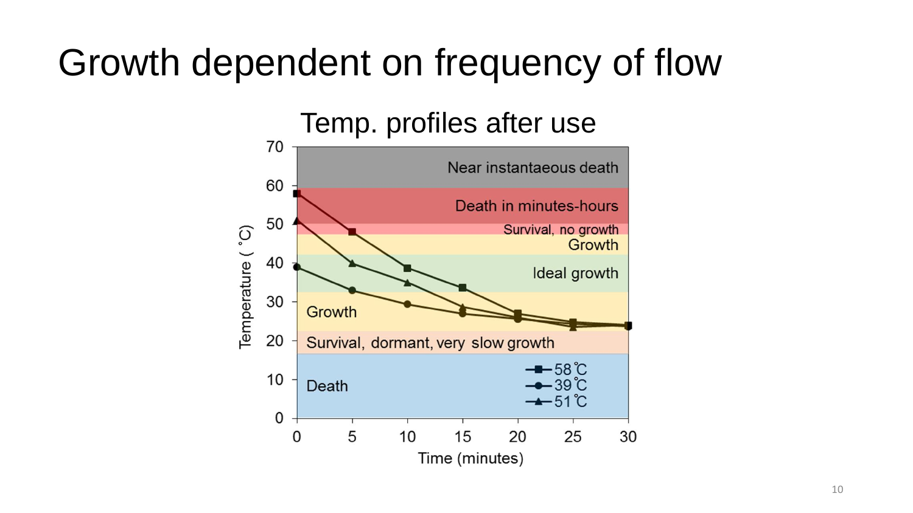# Growth dependent on frequency of flow

Temp. profiles after use

Temperature (˚C)

Near instantaeous death

Death in minutes-hours

Survival, no growth

Growth

Ideal growth

Growth

Survival, dormant, very slow growth

Death

58˚C

39˚C

51˚C

Time (minutes)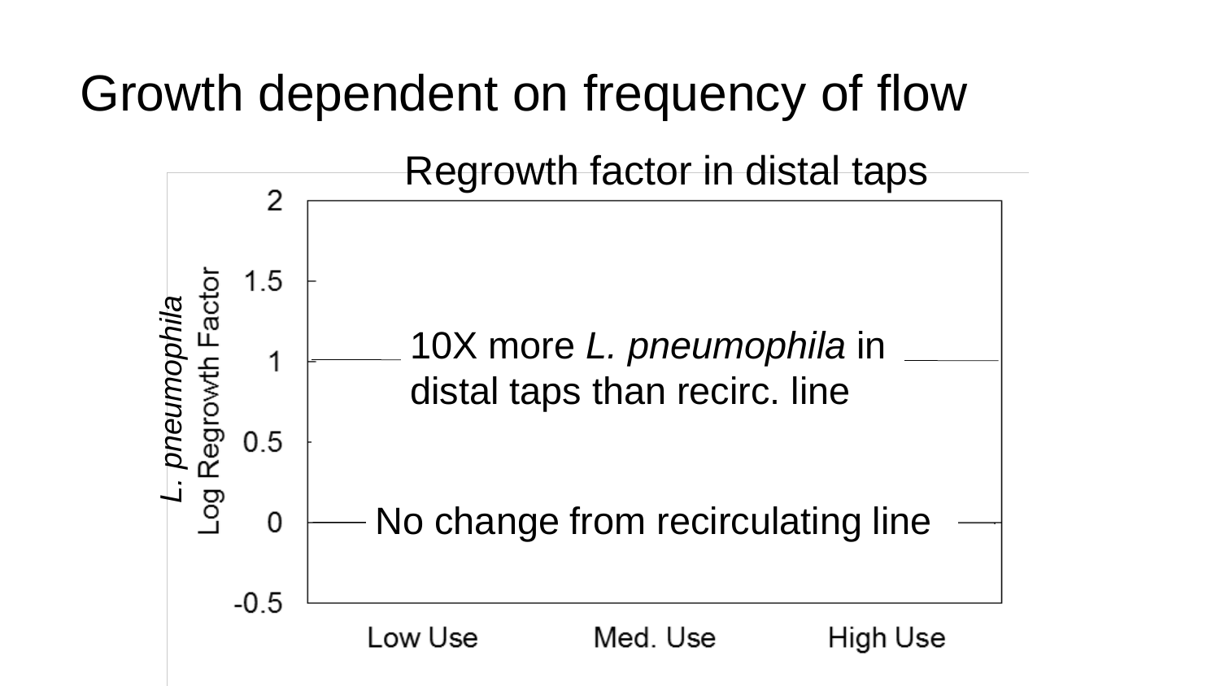# Growth dependent on frequency of flow

Regrowth factor in distal taps

*L. pneumophila* Log Regrowth Factor

2

1.5

1

0.5

0

-0.5

10X more *L. pneumophila* in distal taps than recirc. line

No change from recirculating line

Low Use

Med. Use

High Use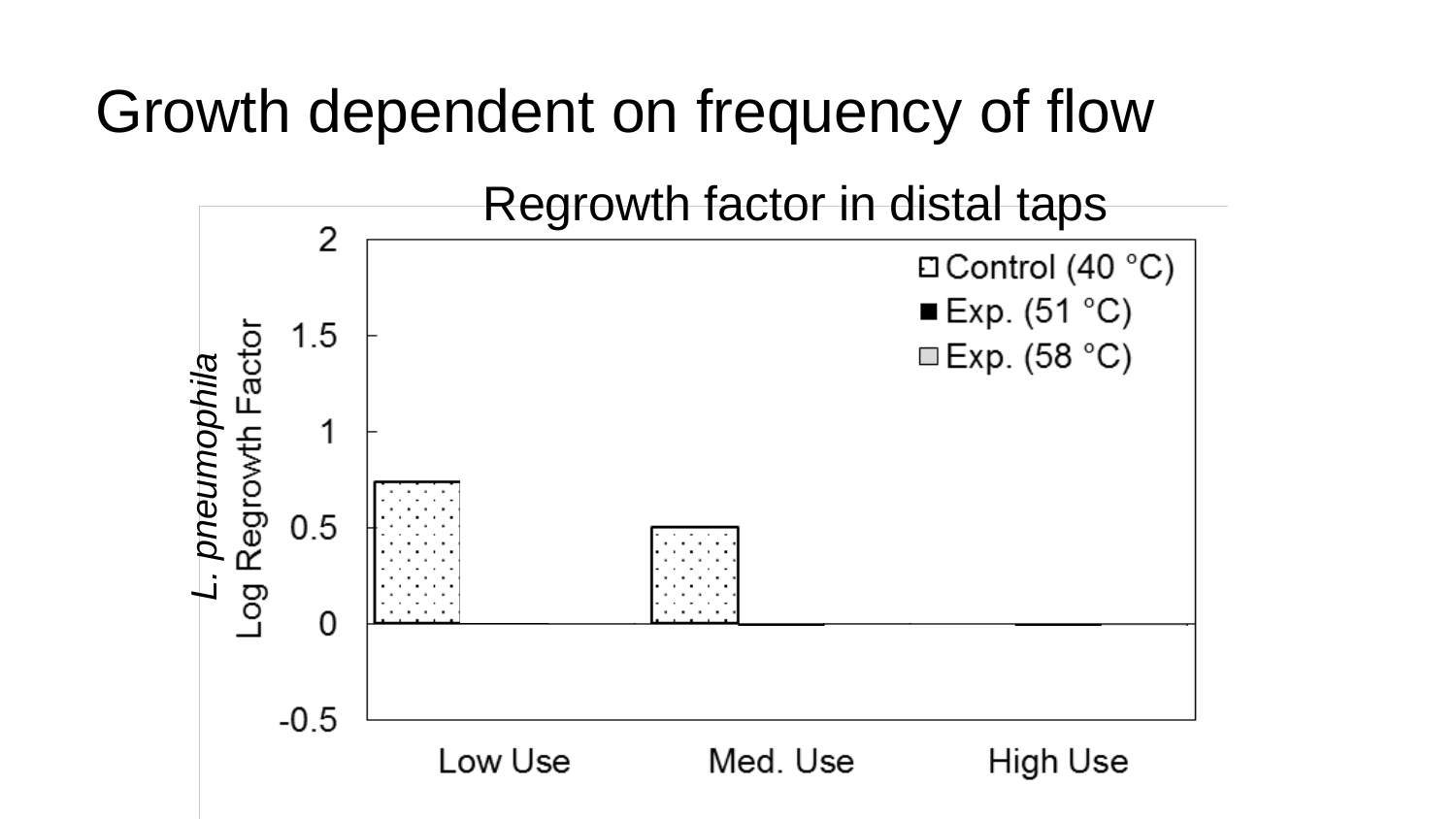# Growth dependent on frequency of flow

Regrowth factor in distal taps

*L. pneumophila*
Log Regrowth Factor

Control (40 °C)
Exp. (51 °C)
Exp. (58 °C)

Low Use
Med. Use
High Use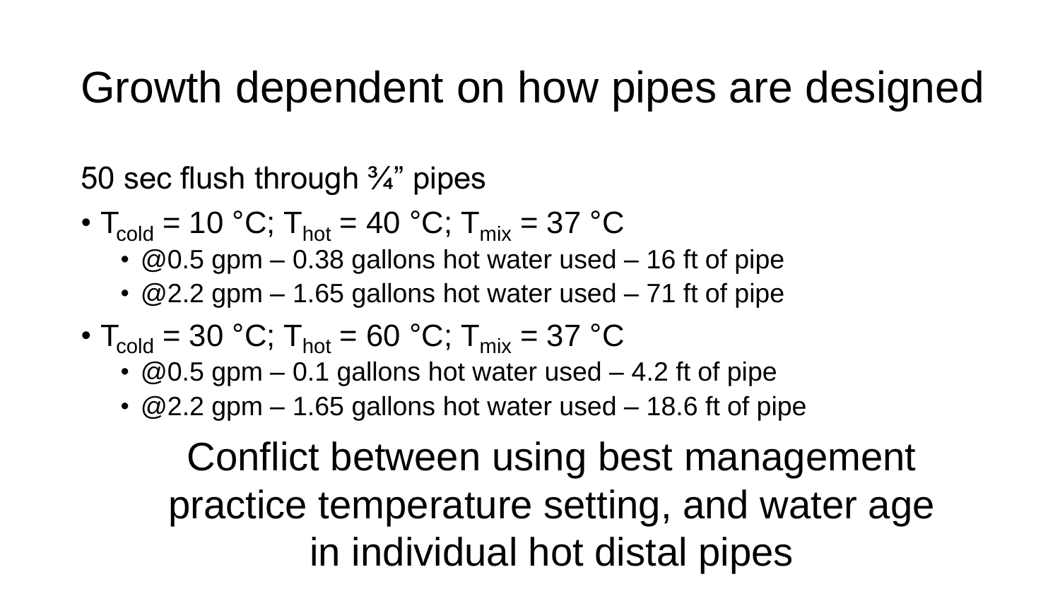# Growth dependent on how pipes are designed

50 sec flush through ¾" pipes

- $T_{cold}$ = 10 °C; $T_{hot}$ = 40 °C; $T_{mix}$ = 37 °C
  - @0.5 gpm – 0.38 gallons hot water used – 16 ft of pipe
  - @2.2 gpm – 1.65 gallons hot water used – 71 ft of pipe
- $T_{cold}$ = 30 °C; $T_{hot}$ = 60 °C; $T_{mix}$ = 37 °C
  - @0.5 gpm – 0.1 gallons hot water used – 4.2 ft of pipe
  - @2.2 gpm – 1.65 gallons hot water used – 18.6 ft of pipe

Conflict between using best management practice temperature setting, and water age in individual hot distal pipes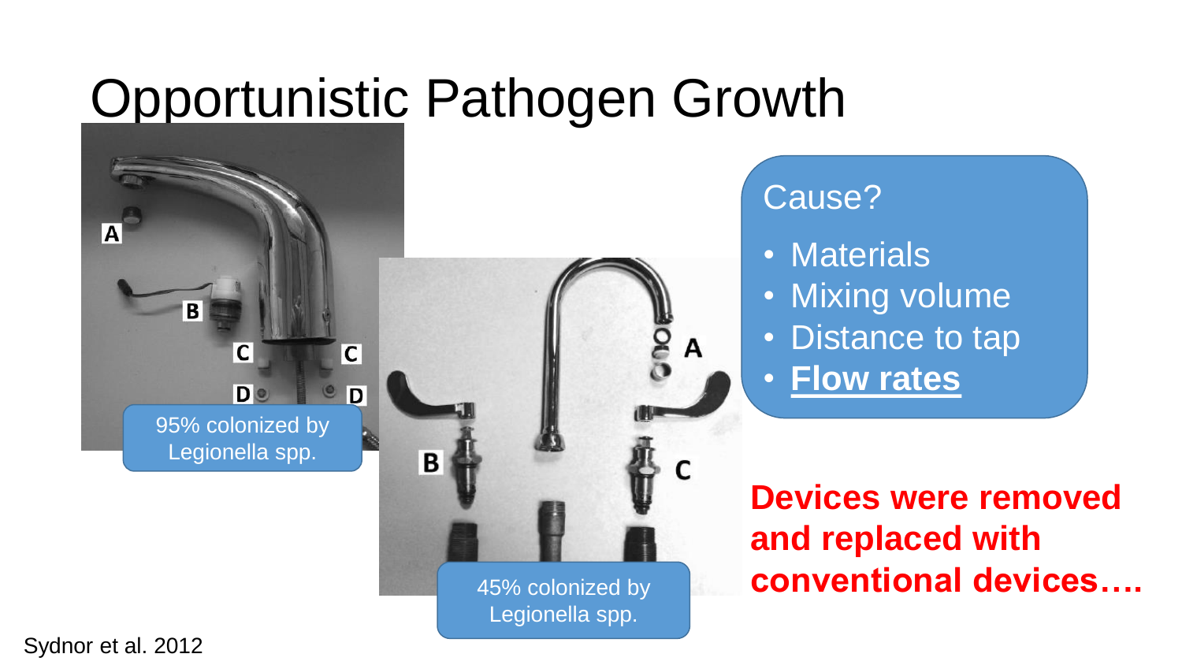# Opportunistic Pathogen Growth

95% colonized by Legionella spp.

45% colonized by Legionella spp.

Cause?

- Materials
- Mixing volume
- Distance to tap
- **Flow rates**

**Devices were removed and replaced with conventional devices….**

Sydnor et al. 2012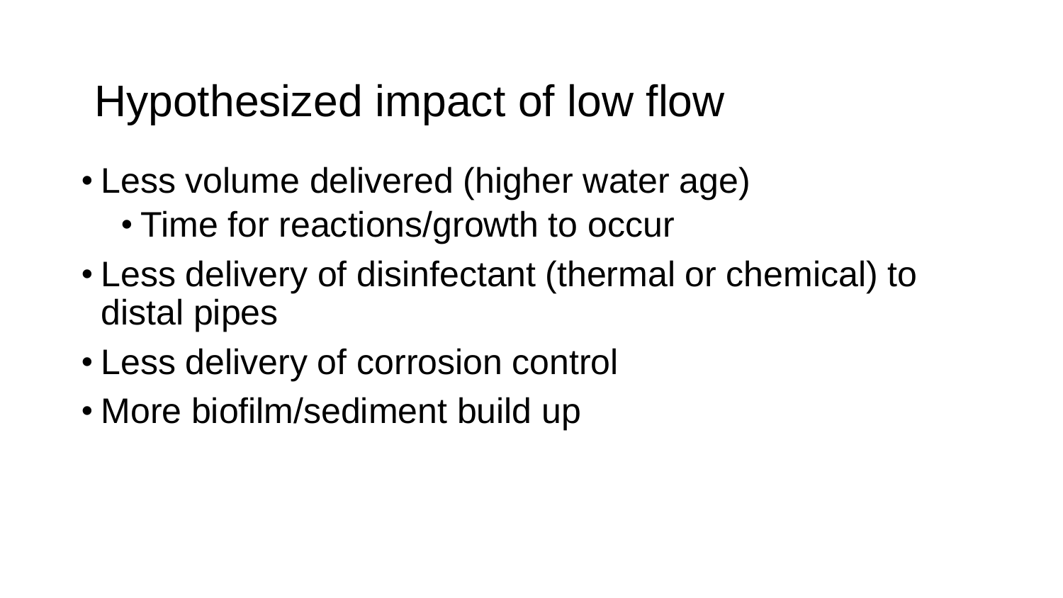# Hypothesized impact of low flow

- Less volume delivered (higher water age)
  - Time for reactions/growth to occur
- Less delivery of disinfectant (thermal or chemical) to distal pipes
- Less delivery of corrosion control
- More biofilm/sediment build up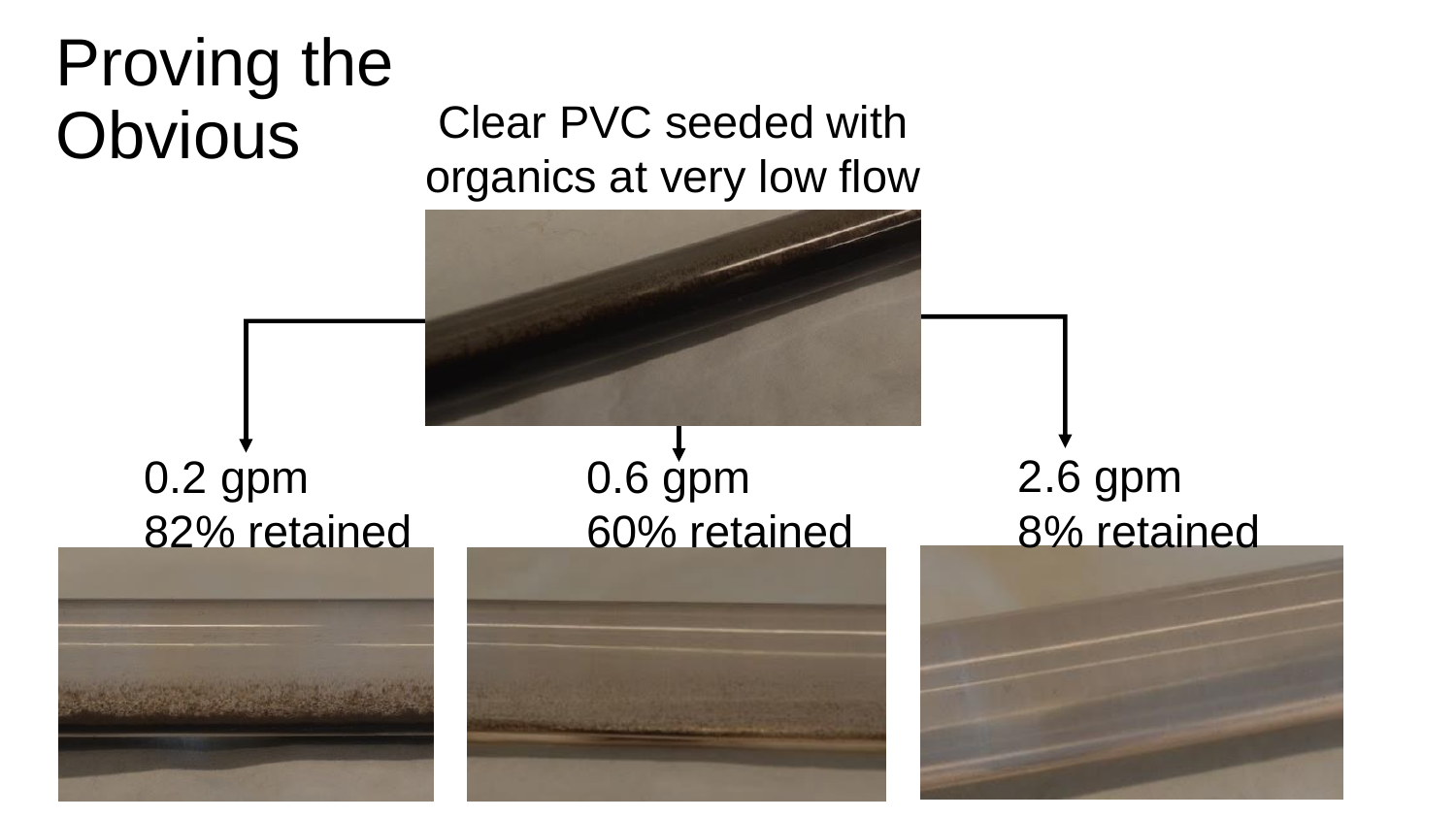# Proving the Obvious

Clear PVC seeded with organics at very low flow

0.2 gpm
82% retained

0.6 gpm
60% retained

2.6 gpm
8% retained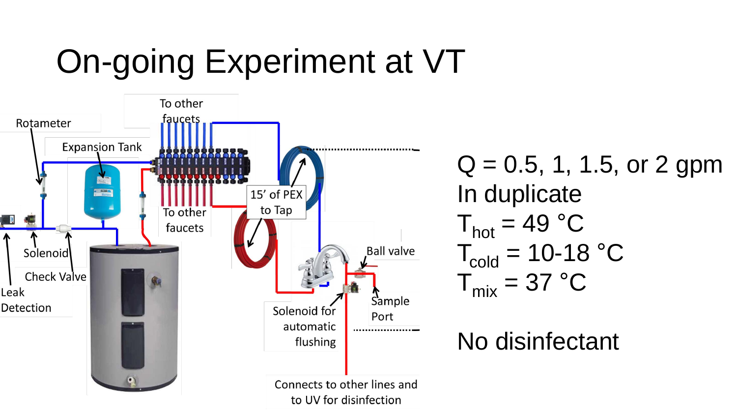# On-going Experiment at VT

Rotameter

Expansion Tank

To other faucets

To other faucets

15' of PEX to Tap

Ball valve

Sample Port

Solenoid for automatic flushing

Solenoid

Check Valve

Leak Detection

Connects to other lines and to UV for disinfection

Q = 0.5, 1, 1.5, or 2 gpm

In duplicate

$T_{hot}$ = 49 °C

$T_{cold}$ = 10-18 °C

$T_{mix}$ = 37 °C

No disinfectant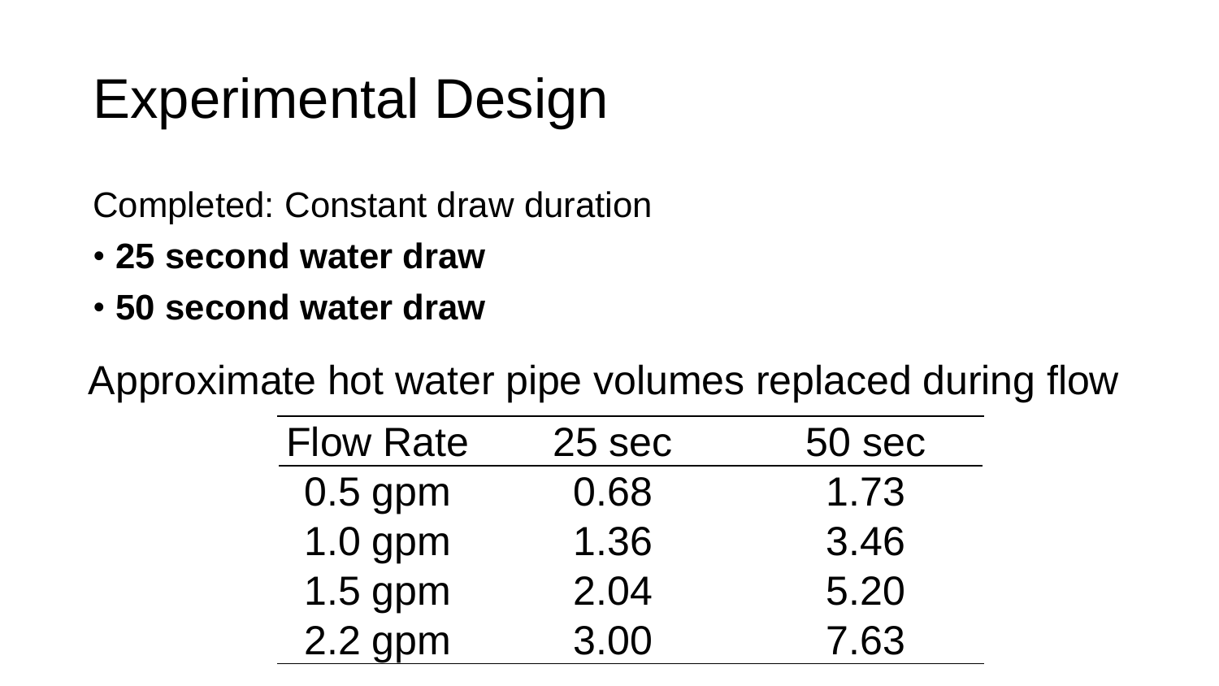# Experimental Design

Completed: Constant draw duration

- **25 second water draw**
- **50 second water draw**

Approximate hot water pipe volumes replaced during flow

| Flow Rate | 25 sec | 50 sec |
|---|---|---|
| 0.5 gpm | 0.68 | 1.73 |
| 1.0 gpm | 1.36 | 3.46 |
| 1.5 gpm | 2.04 | 5.20 |
| 2.2 gpm | 3.00 | 7.63 |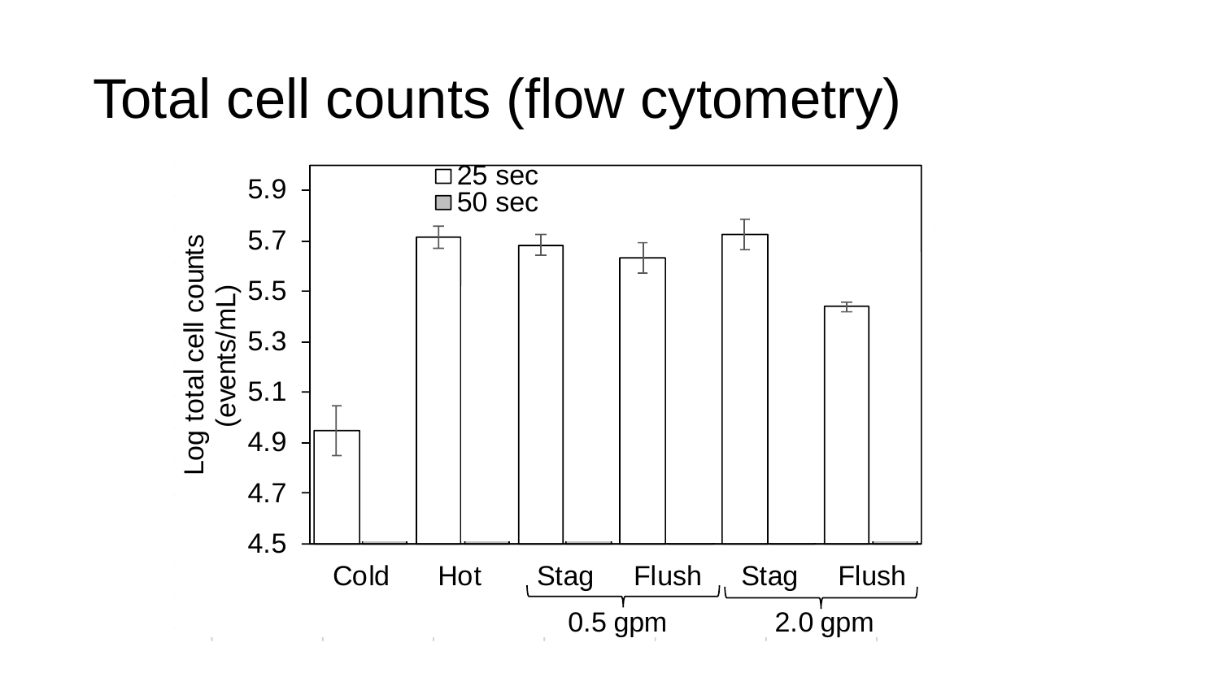# Total cell counts (flow cytometry)

Log total cell counts (events/mL)

5.9
5.7
5.5
5.3
5.1
4.9
4.7
4.5

25 sec
50 sec

Cold Hot Stag Flush Stag Flush

0.5 gpm 2.0 gpm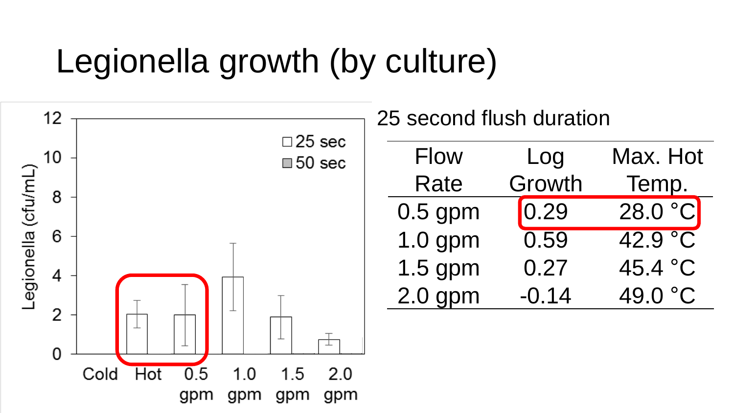# Legionella growth (by culture)

25 second flush duration

| Flow Rate | Log Growth | Max. Hot Temp. |
|---|---|---|
| 0.5 gpm | 0.29 | 28.0 °C |
| 1.0 gpm | 0.59 | 42.9 °C |
| 1.5 gpm | 0.27 | 45.4 °C |
| 2.0 gpm | -0.14 | 49.0 °C |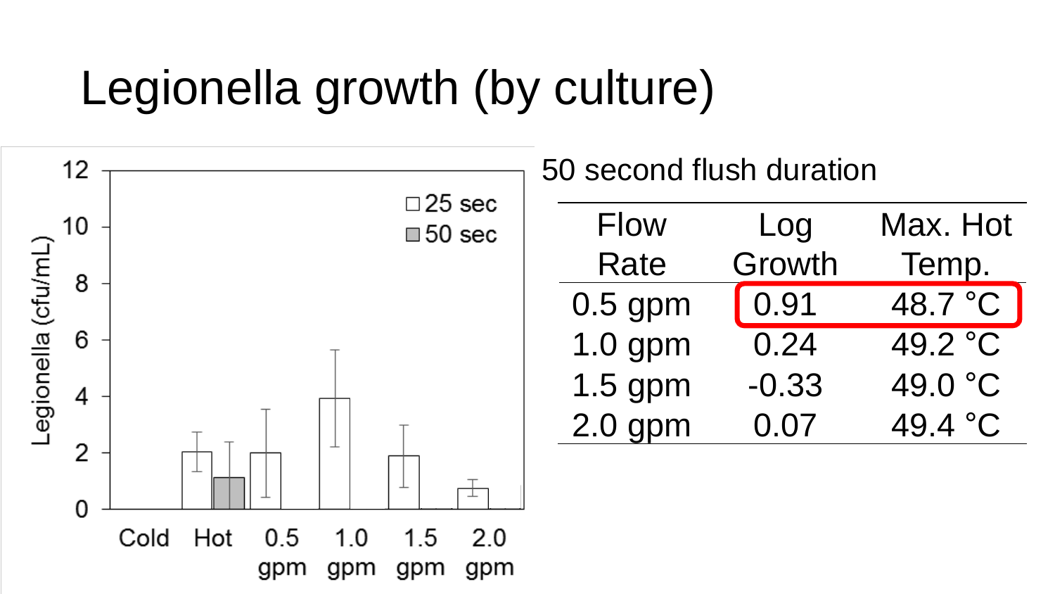# Legionella growth (by culture)

50 second flush duration

| Flow Rate | Log Growth | Max. Hot Temp. |
|---|---|---|
| 0.5 gpm | 0.91 | 48.7 °C |
| 1.0 gpm | 0.24 | 49.2 °C |
| 1.5 gpm | -0.33 | 49.0 °C |
| 2.0 gpm | 0.07 | 49.4 °C |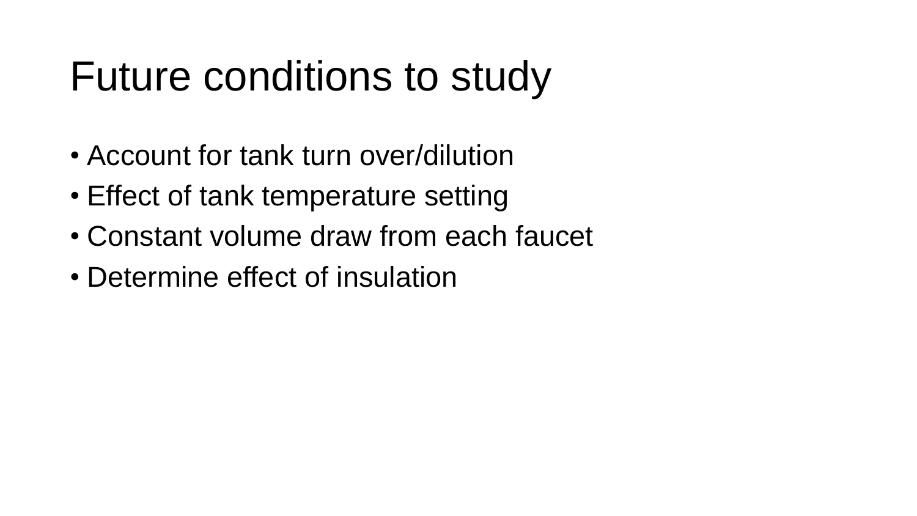# Future conditions to study

- Account for tank turn over/dilution
- Effect of tank temperature setting
- Constant volume draw from each faucet
- Determine effect of insulation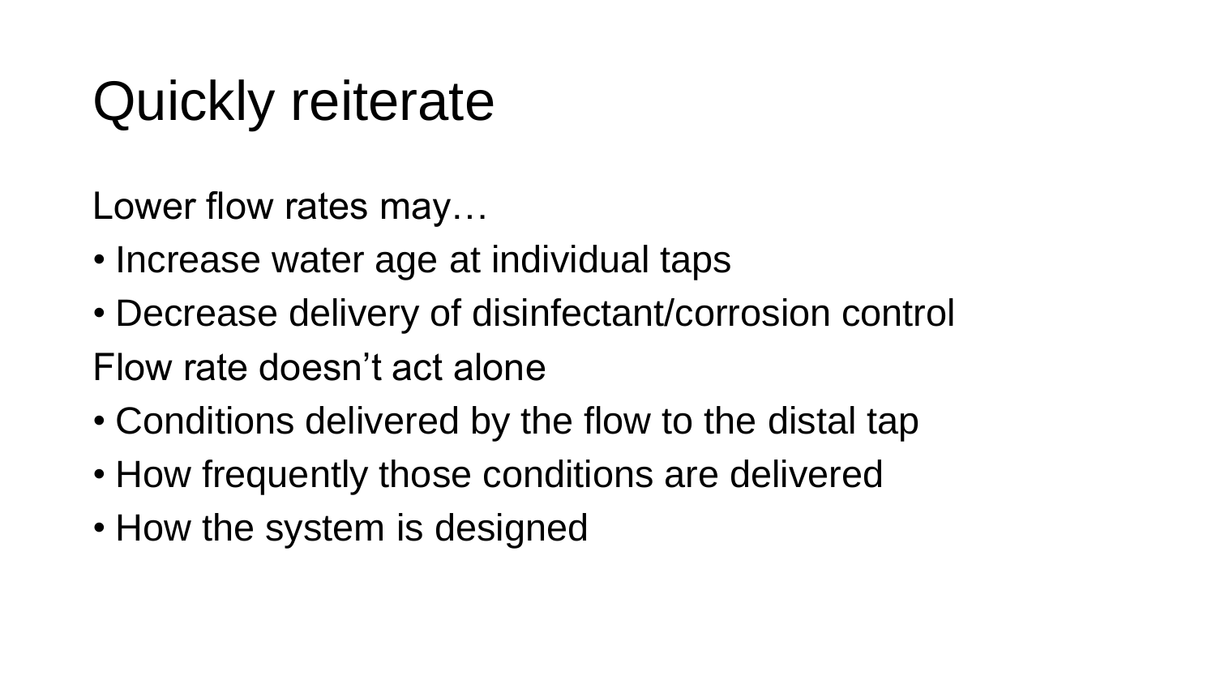# Quickly reiterate

Lower flow rates may…

- Increase water age at individual taps
- Decrease delivery of disinfectant/corrosion control

Flow rate doesn't act alone

- Conditions delivered by the flow to the distal tap
- How frequently those conditions are delivered
- How the system is designed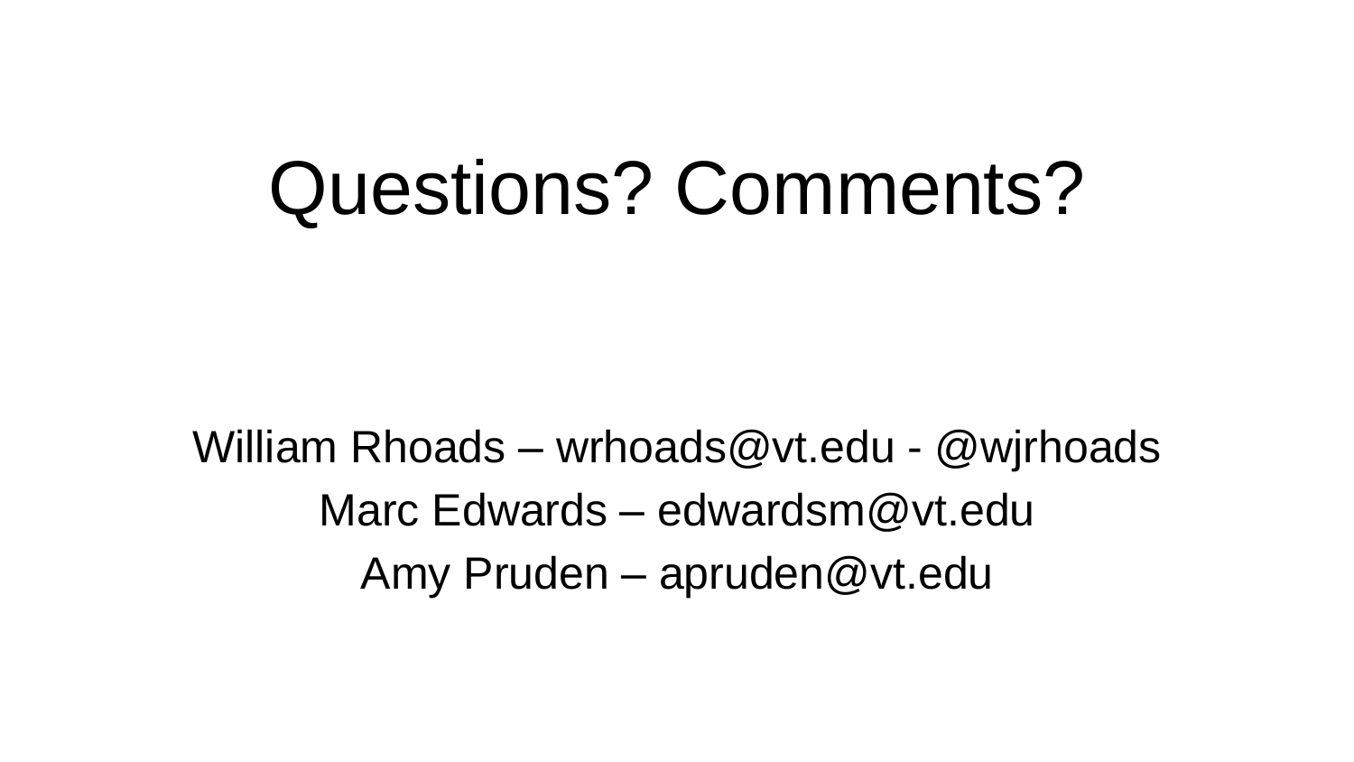# Questions? Comments?

William Rhoads – wrhoads@vt.edu - @wjrhoads

Marc Edwards – edwardsm@vt.edu

Amy Pruden – apruden@vt.edu